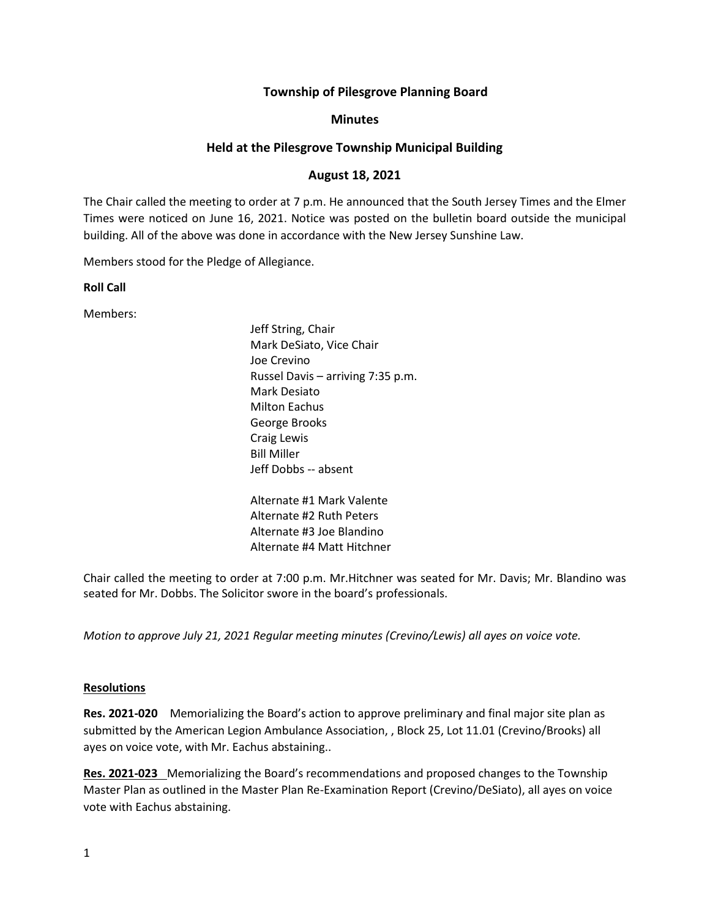# Township of Pilesgrove Planning Board

## Minutes

## Held at the Pilesgrove Township Municipal Building

## August 18, 2021

The Chair called the meeting to order at 7 p.m. He announced that the South Jersey Times and the Elmer Times were noticed on June 16, 2021. Notice was posted on the bulletin board outside the municipal building. All of the above was done in accordance with the New Jersey Sunshine Law.

Members stood for the Pledge of Allegiance.

**Roll Call**

Members:

Jeff String, Chair
Mark DeSiato, Vice Chair
Joe Crevino
Russel Davis – arriving 7:35 p.m.
Mark Desiato
Milton Eachus
George Brooks
Craig Lewis
Bill Miller
Jeff Dobbs -- absent

Alternate #1 Mark Valente
Alternate #2 Ruth Peters
Alternate #3 Joe Blandino
Alternate #4 Matt Hitchner

Chair called the meeting to order at 7:00 p.m. Mr.Hitchner was seated for Mr. Davis; Mr. Blandino was seated for Mr. Dobbs. The Solicitor swore in the board's professionals.

*Motion to approve July 21, 2021 Regular meeting minutes (Crevino/Lewis) all ayes on voice vote.*

**Resolutions**

**Res. 2021-020** Memorializing the Board's action to approve preliminary and final major site plan as submitted by the American Legion Ambulance Association, , Block 25, Lot 11.01 (Crevino/Brooks) all ayes on voice vote, with Mr. Eachus abstaining..

**Res. 2021-023** Memorializing the Board's recommendations and proposed changes to the Township Master Plan as outlined in the Master Plan Re-Examination Report (Crevino/DeSiato), all ayes on voice vote with Eachus abstaining.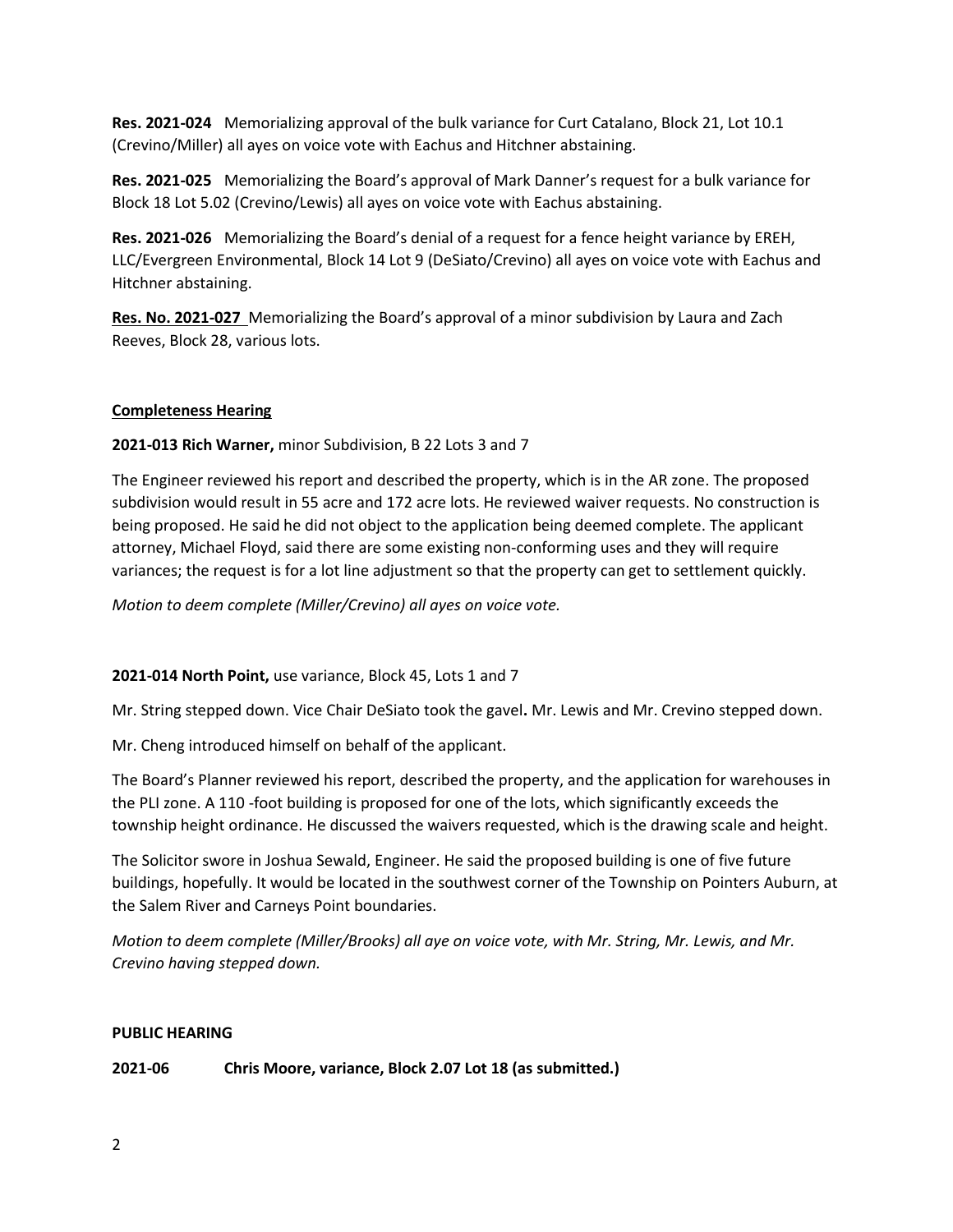**Res. 2021-024** Memorializing approval of the bulk variance for Curt Catalano, Block 21, Lot 10.1 (Crevino/Miller) all ayes on voice vote with Eachus and Hitchner abstaining.

**Res. 2021-025** Memorializing the Board's approval of Mark Danner's request for a bulk variance for Block 18 Lot 5.02 (Crevino/Lewis) all ayes on voice vote with Eachus abstaining.

**Res. 2021-026** Memorializing the Board's denial of a request for a fence height variance by EREH, LLC/Evergreen Environmental, Block 14 Lot 9 (DeSiato/Crevino) all ayes on voice vote with Eachus and Hitchner abstaining.

**Res. No. 2021-027** Memorializing the Board's approval of a minor subdivision by Laura and Zach Reeves, Block 28, various lots.

**Completeness Hearing**

**2021-013 Rich Warner,** minor Subdivision, B 22 Lots 3 and 7

The Engineer reviewed his report and described the property, which is in the AR zone. The proposed subdivision would result in 55 acre and 172 acre lots. He reviewed waiver requests. No construction is being proposed. He said he did not object to the application being deemed complete. The applicant attorney, Michael Floyd, said there are some existing non-conforming uses and they will require variances; the request is for a lot line adjustment so that the property can get to settlement quickly.

*Motion to deem complete (Miller/Crevino) all ayes on voice vote.*

**2021-014 North Point,** use variance, Block 45, Lots 1 and 7

Mr. String stepped down. Vice Chair DeSiato took the gavel**.** Mr. Lewis and Mr. Crevino stepped down.

Mr. Cheng introduced himself on behalf of the applicant.

The Board's Planner reviewed his report, described the property, and the application for warehouses in the PLI zone. A 110 -foot building is proposed for one of the lots, which significantly exceeds the township height ordinance. He discussed the waivers requested, which is the drawing scale and height.

The Solicitor swore in Joshua Sewald, Engineer. He said the proposed building is one of five future buildings, hopefully. It would be located in the southwest corner of the Township on Pointers Auburn, at the Salem River and Carneys Point boundaries.

*Motion to deem complete (Miller/Brooks) all aye on voice vote, with Mr. String, Mr. Lewis, and Mr. Crevino having stepped down.*

**PUBLIC HEARING**

**2021-06 Chris Moore, variance, Block 2.07 Lot 18 (as submitted.)**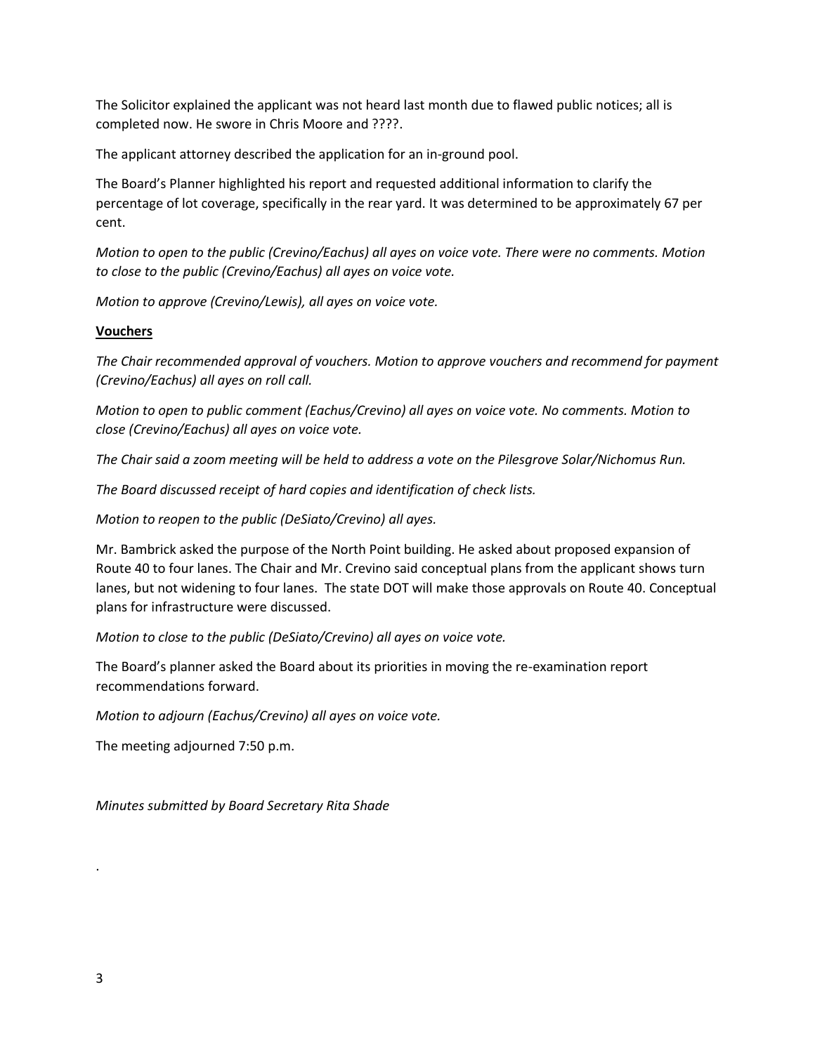The Solicitor explained the applicant was not heard last month due to flawed public notices; all is completed now. He swore in Chris Moore and ????.

The applicant attorney described the application for an in-ground pool.

The Board's Planner highlighted his report and requested additional information to clarify the percentage of lot coverage, specifically in the rear yard. It was determined to be approximately 67 per cent.

*Motion to open to the public (Crevino/Eachus) all ayes on voice vote. There were no comments. Motion to close to the public (Crevino/Eachus) all ayes on voice vote.*

*Motion to approve (Crevino/Lewis), all ayes on voice vote.*

**Vouchers**

*The Chair recommended approval of vouchers. Motion to approve vouchers and recommend for payment (Crevino/Eachus) all ayes on roll call.*

*Motion to open to public comment (Eachus/Crevino) all ayes on voice vote. No comments. Motion to close (Crevino/Eachus) all ayes on voice vote.*

*The Chair said a zoom meeting will be held to address a vote on the Pilesgrove Solar/Nichomus Run.*

*The Board discussed receipt of hard copies and identification of check lists.*

*Motion to reopen to the public (DeSiato/Crevino) all ayes.*

Mr. Bambrick asked the purpose of the North Point building. He asked about proposed expansion of Route 40 to four lanes. The Chair and Mr. Crevino said conceptual plans from the applicant shows turn lanes, but not widening to four lanes. The state DOT will make those approvals on Route 40. Conceptual plans for infrastructure were discussed.

*Motion to close to the public (DeSiato/Crevino) all ayes on voice vote.*

The Board's planner asked the Board about its priorities in moving the re-examination report recommendations forward.

*Motion to adjourn (Eachus/Crevino) all ayes on voice vote.*

The meeting adjourned 7:50 p.m.

*Minutes submitted by Board Secretary Rita Shade*

.